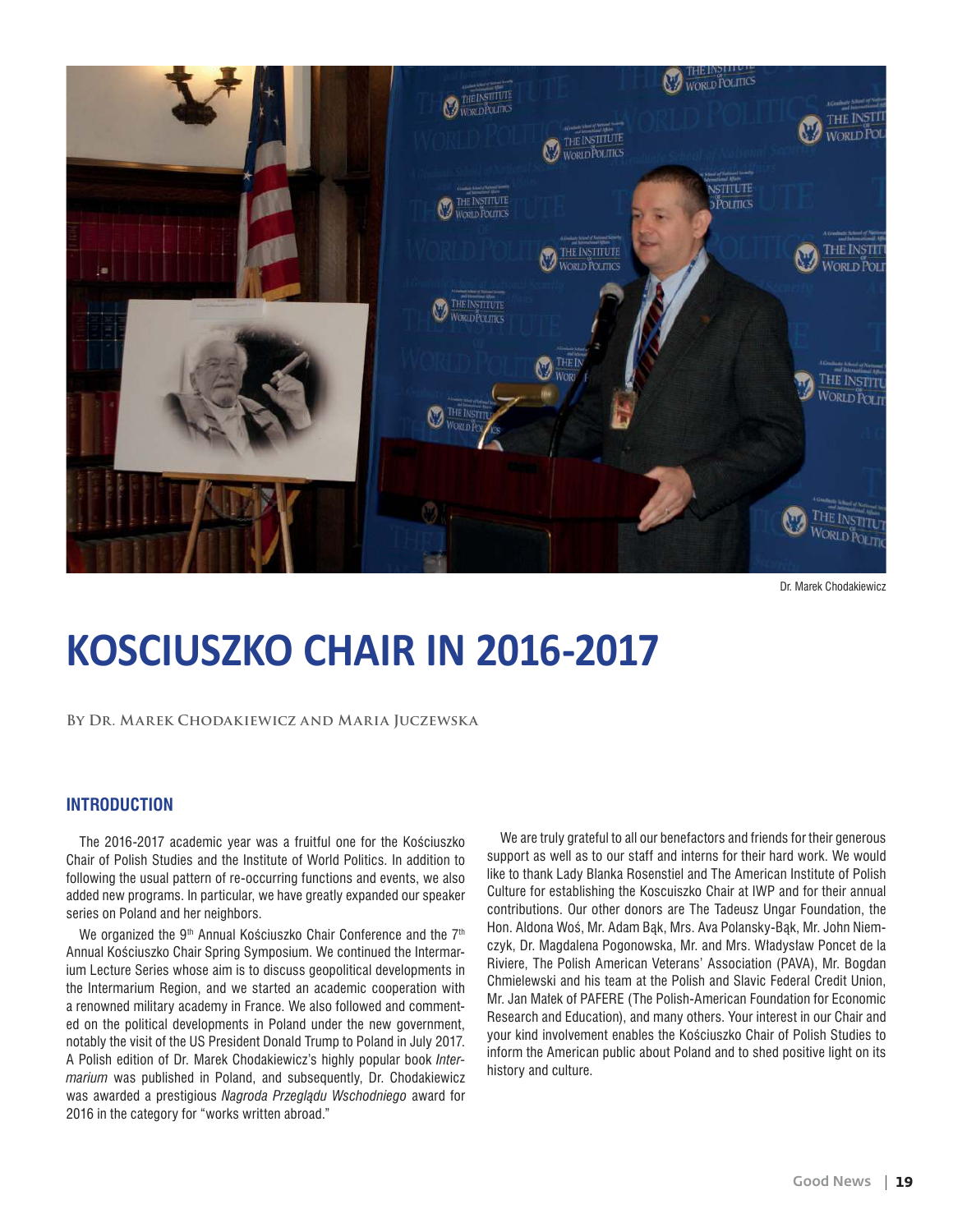Dr. Marek Chodakiewicz

# KOSCIUSZKO CHAIR IN 2016-2017

By Dr. Marek Chodakiewicz and Maria Juczewska

## INTRODUCTION

The 2016-2017 academic year was a fruitful one for the Kościuszko Chair of Polish Studies and the Institute of World Politics. In addition to following the usual pattern of re-occurring functions and events, we also added new programs. In particular, we have greatly expanded our speaker series on Poland and her neighbors.

We organized the 9th Annual Kościuszko Chair Conference and the 7th Annual Kościuszko Chair Spring Symposium. We continued the Intermarium Lecture Series whose aim is to discuss geopolitical developments in the Intermarium Region, and we started an academic cooperation with a renowned military academy in France. We also followed and commented on the political developments in Poland under the new government, notably the visit of the US President Donald Trump to Poland in July 2017. A Polish edition of Dr. Marek Chodakiewicz's highly popular book *Intermarium* was published in Poland, and subsequently, Dr. Chodakiewicz was awarded a prestigious *Nagroda Przeglądu Wschodniego* award for 2016 in the category for "works written abroad."

We are truly grateful to all our benefactors and friends for their generous support as well as to our staff and interns for their hard work. We would like to thank Lady Blanka Rosenstiel and The American Institute of Polish Culture for establishing the Koscuiszko Chair at IWP and for their annual contributions. Our other donors are The Tadeusz Ungar Foundation, the Hon. Aldona Woś, Mr. Adam Bąk, Mrs. Ava Polansky-Bąk, Mr. John Niemczyk, Dr. Magdalena Pogonowska, Mr. and Mrs. Władysław Poncet de la Riviere, The Polish American Veterans' Association (PAVA), Mr. Bogdan Chmielewski and his team at the Polish and Slavic Federal Credit Union, Mr. Jan Małek of PAFERE (The Polish-American Foundation for Economic Research and Education), and many others. Your interest in our Chair and your kind involvement enables the Kościuszko Chair of Polish Studies to inform the American public about Poland and to shed positive light on its history and culture.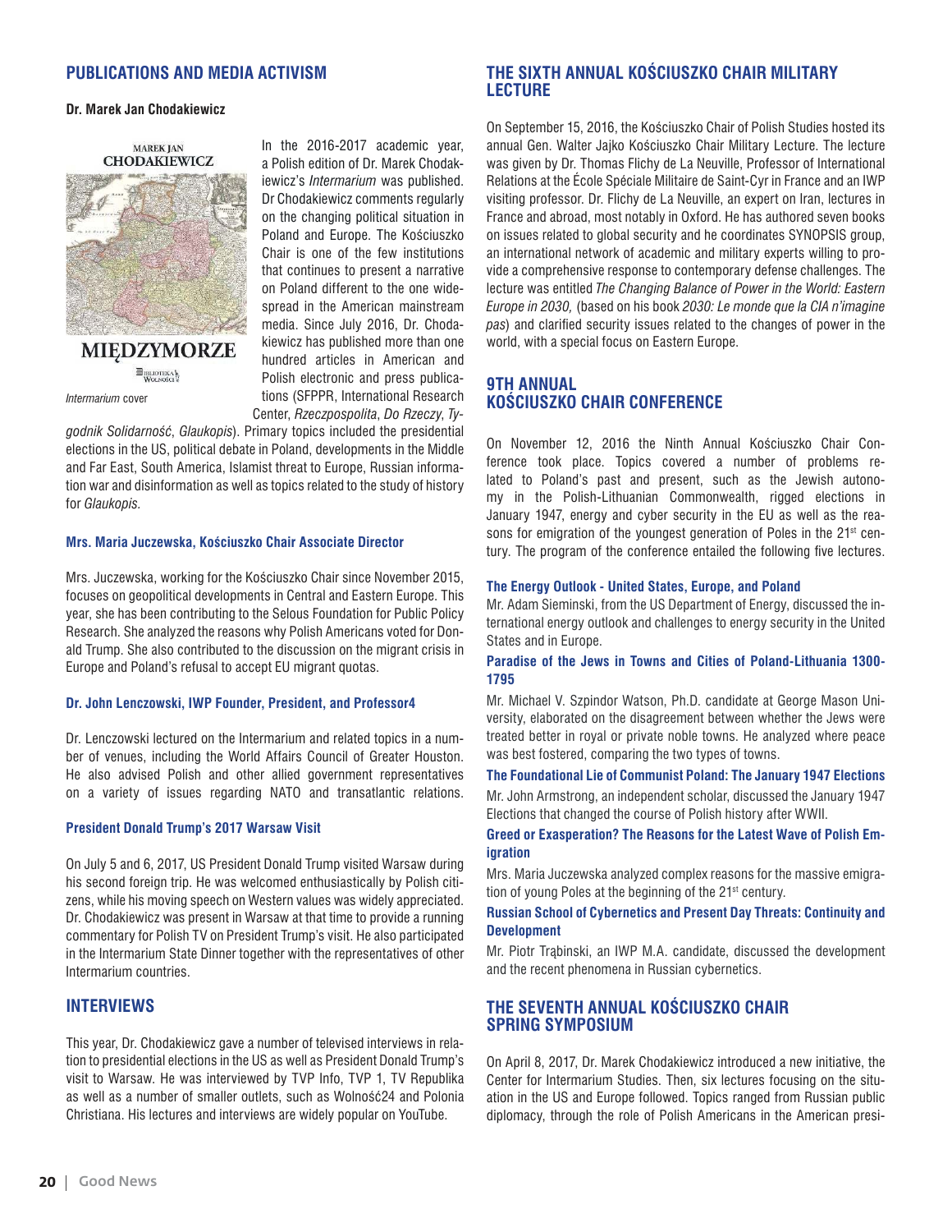## PUBLICATIONS AND MEDIA ACTIVISM

**Dr. Marek Jan Chodakiewicz**

MAREK JAN CHODAKIEWICZ

MIĘDZYMORZE

*Intermarium* cover

In the 2016-2017 academic year, a Polish edition of Dr. Marek Chodakiewicz's *Intermarium* was published. Dr Chodakiewicz comments regularly on the changing political situation in Poland and Europe. The Kościuszko Chair is one of the few institutions that continues to present a narrative on Poland different to the one widespread in the American mainstream media. Since July 2016, Dr. Chodakiewicz has published more than one hundred articles in American and Polish electronic and press publications (SFPPR, International Research Center, *Rzeczpospolita*, *Do Rzeczy*, *Tygodnik Solidarność*, *Glaukopis*). Primary topics included the presidential elections in the US, political debate in Poland, developments in the Middle and Far East, South America, Islamist threat to Europe, Russian information war and disinformation as well as topics related to the study of history for *Glaukopis*.

**Mrs. Maria Juczewska, Kościuszko Chair Associate Director**

Mrs. Juczewska, working for the Kościuszko Chair since November 2015, focuses on geopolitical developments in Central and Eastern Europe. This year, she has been contributing to the Selous Foundation for Public Policy Research. She analyzed the reasons why Polish Americans voted for Donald Trump. She also contributed to the discussion on the migrant crisis in Europe and Poland's refusal to accept EU migrant quotas.

**Dr. John Lenczowski, IWP Founder, President, and Professor4**

Dr. Lenczowski lectured on the Intermarium and related topics in a number of venues, including the World Affairs Council of Greater Houston. He also advised Polish and other allied government representatives on a variety of issues regarding NATO and transatlantic relations.

**President Donald Trump's 2017 Warsaw Visit**

On July 5 and 6, 2017, US President Donald Trump visited Warsaw during his second foreign trip. He was welcomed enthusiastically by Polish citizens, while his moving speech on Western values was widely appreciated. Dr. Chodakiewicz was present in Warsaw at that time to provide a running commentary for Polish TV on President Trump's visit. He also participated in the Intermarium State Dinner together with the representatives of other Intermarium countries.

## INTERVIEWS

This year, Dr. Chodakiewicz gave a number of televised interviews in relation to presidential elections in the US as well as President Donald Trump's visit to Warsaw. He was interviewed by TVP Info, TVP 1, TV Republika as well as a number of smaller outlets, such as Wolność24 and Polonia Christiana. His lectures and interviews are widely popular on YouTube.

## THE SIXTH ANNUAL KOŚCIUSZKO CHAIR MILITARY LECTURE

On September 15, 2016, the Kościuszko Chair of Polish Studies hosted its annual Gen. Walter Jajko Kościuszko Chair Military Lecture. The lecture was given by Dr. Thomas Flichy de La Neuville, Professor of International Relations at the École Spéciale Militaire de Saint-Cyr in France and an IWP visiting professor. Dr. Flichy de La Neuville, an expert on Iran, lectures in France and abroad, most notably in Oxford. He has authored seven books on issues related to global security and he coordinates SYNOPSIS group, an international network of academic and military experts willing to provide a comprehensive response to contemporary defense challenges. The lecture was entitled *The Changing Balance of Power in the World: Eastern Europe in 2030,* (based on his book *2030: Le monde que la CIA n'imagine pas*) and clarified security issues related to the changes of power in the world, with a special focus on Eastern Europe.

## 9TH ANNUAL KOŚCIUSZKO CHAIR CONFERENCE

On November 12, 2016 the Ninth Annual Kościuszko Chair Conference took place. Topics covered a number of problems related to Poland's past and present, such as the Jewish autonomy in the Polish-Lithuanian Commonwealth, rigged elections in January 1947, energy and cyber security in the EU as well as the reasons for emigration of the youngest generation of Poles in the 21st century. The program of the conference entailed the following five lectures.

**The Energy Outlook - United States, Europe, and Poland**

Mr. Adam Sieminski, from the US Department of Energy, discussed the international energy outlook and challenges to energy security in the United States and in Europe.

**Paradise of the Jews in Towns and Cities of Poland-Lithuania 1300-1795**

Mr. Michael V. Szpindor Watson, Ph.D. candidate at George Mason University, elaborated on the disagreement between whether the Jews were treated better in royal or private noble towns. He analyzed where peace was best fostered, comparing the two types of towns.

**The Foundational Lie of Communist Poland: The January 1947 Elections**

Mr. John Armstrong, an independent scholar, discussed the January 1947 Elections that changed the course of Polish history after WWII.

**Greed or Exasperation? The Reasons for the Latest Wave of Polish Emigration**

Mrs. Maria Juczewska analyzed complex reasons for the massive emigration of young Poles at the beginning of the 21st century.

**Russian School of Cybernetics and Present Day Threats: Continuity and Development**

Mr. Piotr Trąbinski, an IWP M.A. candidate, discussed the development and the recent phenomena in Russian cybernetics.

## THE SEVENTH ANNUAL KOŚCIUSZKO CHAIR SPRING SYMPOSIUM

On April 8, 2017, Dr. Marek Chodakiewicz introduced a new initiative, the Center for Intermarium Studies. Then, six lectures focusing on the situation in the US and Europe followed. Topics ranged from Russian public diplomacy, through the role of Polish Americans in the American presi-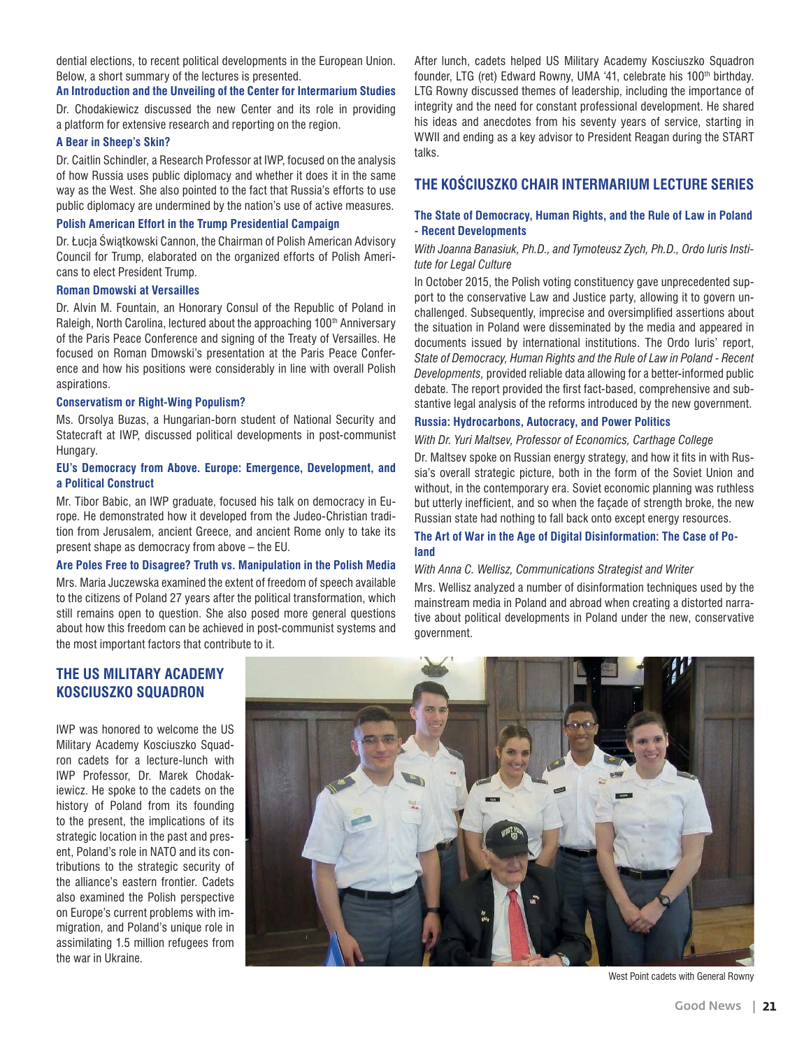dential elections, to recent political developments in the European Union. Below, a short summary of the lectures is presented.

#### An Introduction and the Unveiling of the Center for Intermarium Studies

Dr. Chodakiewicz discussed the new Center and its role in providing a platform for extensive research and reporting on the region.

#### A Bear in Sheep's Skin?

Dr. Caitlin Schindler, a Research Professor at IWP, focused on the analysis of how Russia uses public diplomacy and whether it does it in the same way as the West. She also pointed to the fact that Russia's efforts to use public diplomacy are undermined by the nation's use of active measures.

#### Polish American Effort in the Trump Presidential Campaign

Dr. Łucja Świątkowski Cannon, the Chairman of Polish American Advisory Council for Trump, elaborated on the organized efforts of Polish Americans to elect President Trump.

#### Roman Dmowski at Versailles

Dr. Alvin M. Fountain, an Honorary Consul of the Republic of Poland in Raleigh, North Carolina, lectured about the approaching 100th Anniversary of the Paris Peace Conference and signing of the Treaty of Versailles. He focused on Roman Dmowski's presentation at the Paris Peace Conference and how his positions were considerably in line with overall Polish aspirations.

#### Conservatism or Right-Wing Populism?

Ms. Orsolya Buzas, a Hungarian-born student of National Security and Statecraft at IWP, discussed political developments in post-communist Hungary.

#### EU's Democracy from Above. Europe: Emergence, Development, and a Political Construct

Mr. Tibor Babic, an IWP graduate, focused his talk on democracy in Europe. He demonstrated how it developed from the Judeo-Christian tradition from Jerusalem, ancient Greece, and ancient Rome only to take its present shape as democracy from above – the EU.

#### Are Poles Free to Disagree? Truth vs. Manipulation in the Polish Media

Mrs. Maria Juczewska examined the extent of freedom of speech available to the citizens of Poland 27 years after the political transformation, which still remains open to question. She also posed more general questions about how this freedom can be achieved in post-communist systems and the most important factors that contribute to it.

## THE US MILITARY ACADEMY KOSCIUSZKO SQUADRON

IWP was honored to welcome the US Military Academy Kosciuszko Squadron cadets for a lecture-lunch with IWP Professor, Dr. Marek Chodakiewicz. He spoke to the cadets on the history of Poland from its founding to the present, the implications of its strategic location in the past and present, Poland's role in NATO and its contributions to the strategic security of the alliance's eastern frontier. Cadets also examined the Polish perspective on Europe's current problems with immigration, and Poland's unique role in assimilating 1.5 million refugees from the war in Ukraine.

After lunch, cadets helped US Military Academy Kosciuszko Squadron founder, LTG (ret) Edward Rowny, UMA '41, celebrate his 100th birthday. LTG Rowny discussed themes of leadership, including the importance of integrity and the need for constant professional development. He shared his ideas and anecdotes from his seventy years of service, starting in WWII and ending as a key advisor to President Reagan during the START talks.

West Point cadets with General Rowny

## THE KOŚCIUSZKO CHAIR INTERMARIUM LECTURE SERIES

#### The State of Democracy, Human Rights, and the Rule of Law in Poland - Recent Developments

*With Joanna Banasiuk, Ph.D., and Tymoteusz Zych, Ph.D., Ordo Iuris Institute for Legal Culture*

In October 2015, the Polish voting constituency gave unprecedented support to the conservative Law and Justice party, allowing it to govern unchallenged. Subsequently, imprecise and oversimplified assertions about the situation in Poland were disseminated by the media and appeared in documents issued by international institutions. The Ordo Iuris' report, *State of Democracy, Human Rights and the Rule of Law in Poland - Recent Developments,* provided reliable data allowing for a better-informed public debate. The report provided the first fact-based, comprehensive and substantive legal analysis of the reforms introduced by the new government.

#### Russia: Hydrocarbons, Autocracy, and Power Politics

*With Dr. Yuri Maltsev, Professor of Economics, Carthage College*

Dr. Maltsev spoke on Russian energy strategy, and how it fits in with Russia's overall strategic picture, both in the form of the Soviet Union and without, in the contemporary era. Soviet economic planning was ruthless but utterly inefficient, and so when the façade of strength broke, the new Russian state had nothing to fall back onto except energy resources.

#### The Art of War in the Age of Digital Disinformation: The Case of Poland

*With Anna C. Wellisz, Communications Strategist and Writer*

Mrs. Wellisz analyzed a number of disinformation techniques used by the mainstream media in Poland and abroad when creating a distorted narrative about political developments in Poland under the new, conservative government.